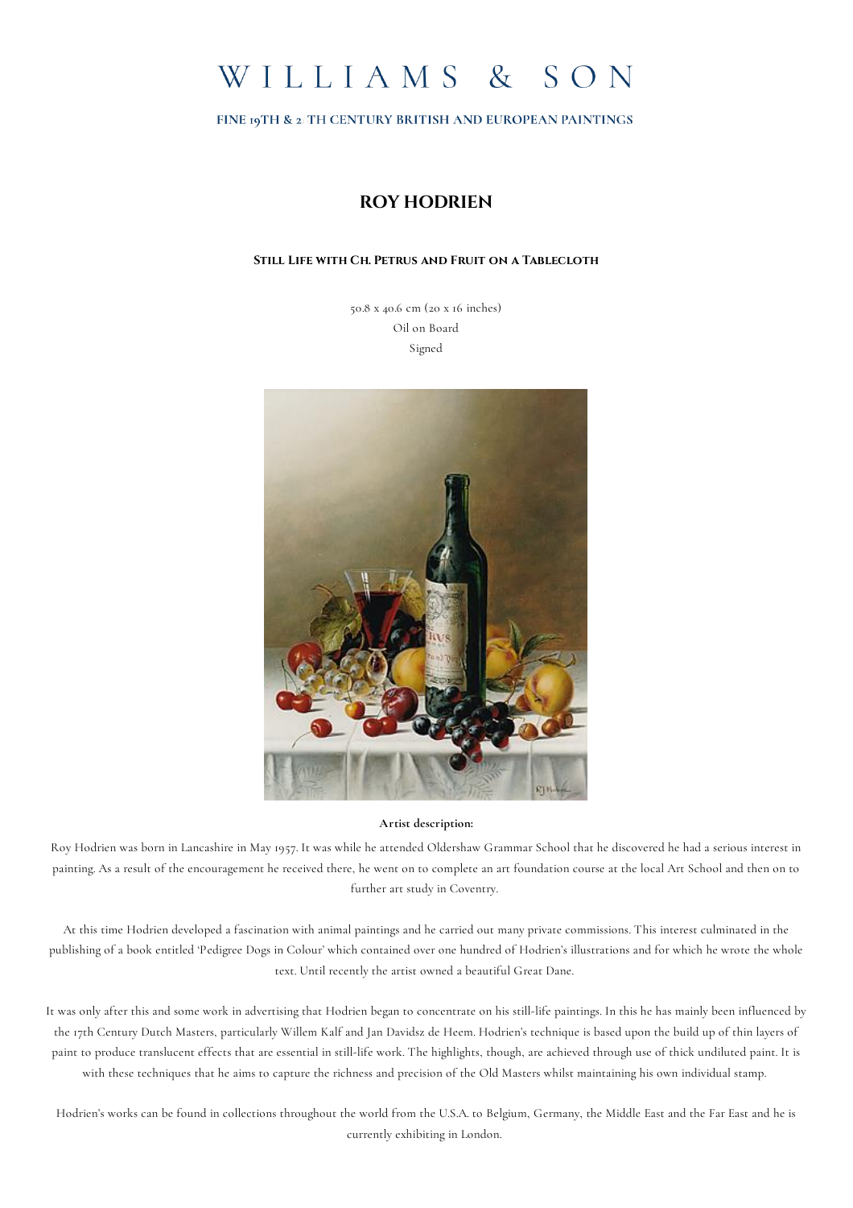# WILLIAMS & SON

**FINE 19TH & 20TH CENTURY BRITISH AND EUROPEAN PAINTINGS**

## ROY HODRIEN

### Still Life with Ch. Petrus and Fruit on a Tablecloth

50.8 x 40.6 cm (20 x 16 inches)
Oil on Board
Signed

**Artist description:**

Roy Hodrien was born in Lancashire in May 1957. It was while he attended Oldershaw Grammar School that he discovered he had a serious interest in painting. As a result of the encouragement he received there, he went on to complete an art foundation course at the local Art School and then on to further art study in Coventry.

At this time Hodrien developed a fascination with animal paintings and he carried out many private commissions. This interest culminated in the publishing of a book entitled 'Pedigree Dogs in Colour' which contained over one hundred of Hodrien's illustrations and for which he wrote the whole text. Until recently the artist owned a beautiful Great Dane.

It was only after this and some work in advertising that Hodrien began to concentrate on his still-life paintings. In this he has mainly been influenced by the 17th Century Dutch Masters, particularly Willem Kalf and Jan Davidsz de Heem. Hodrien's technique is based upon the build up of thin layers of paint to produce translucent effects that are essential in still-life work. The highlights, though, are achieved through use of thick undiluted paint. It is with these techniques that he aims to capture the richness and precision of the Old Masters whilst maintaining his own individual stamp.

Hodrien's works can be found in collections throughout the world from the U.S.A. to Belgium, Germany, the Middle East and the Far East and he is currently exhibiting in London.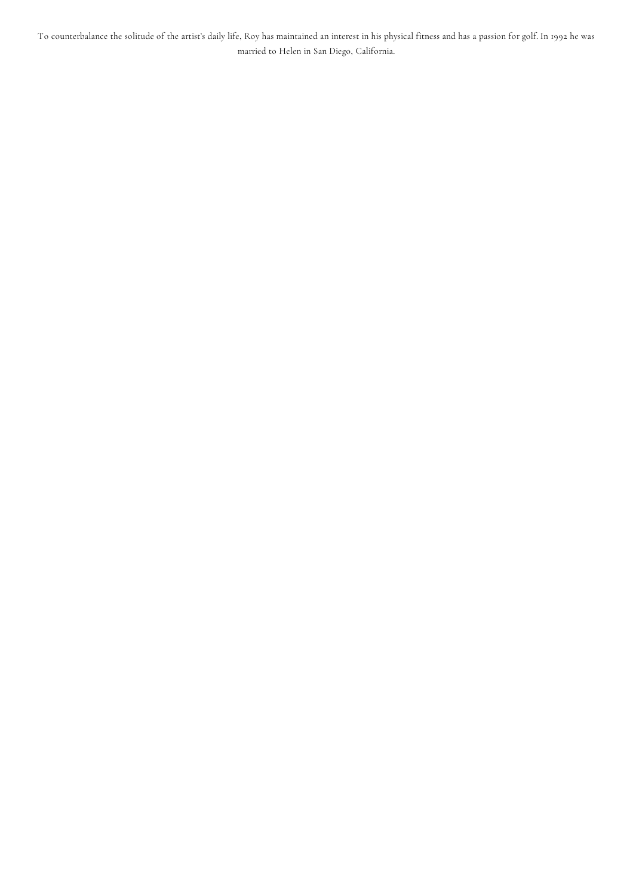To counterbalance the solitude of the artist's daily life, Roy has maintained an interest in his physical fitness and has a passion for golf. In 1992 he was married to Helen in San Diego, California.